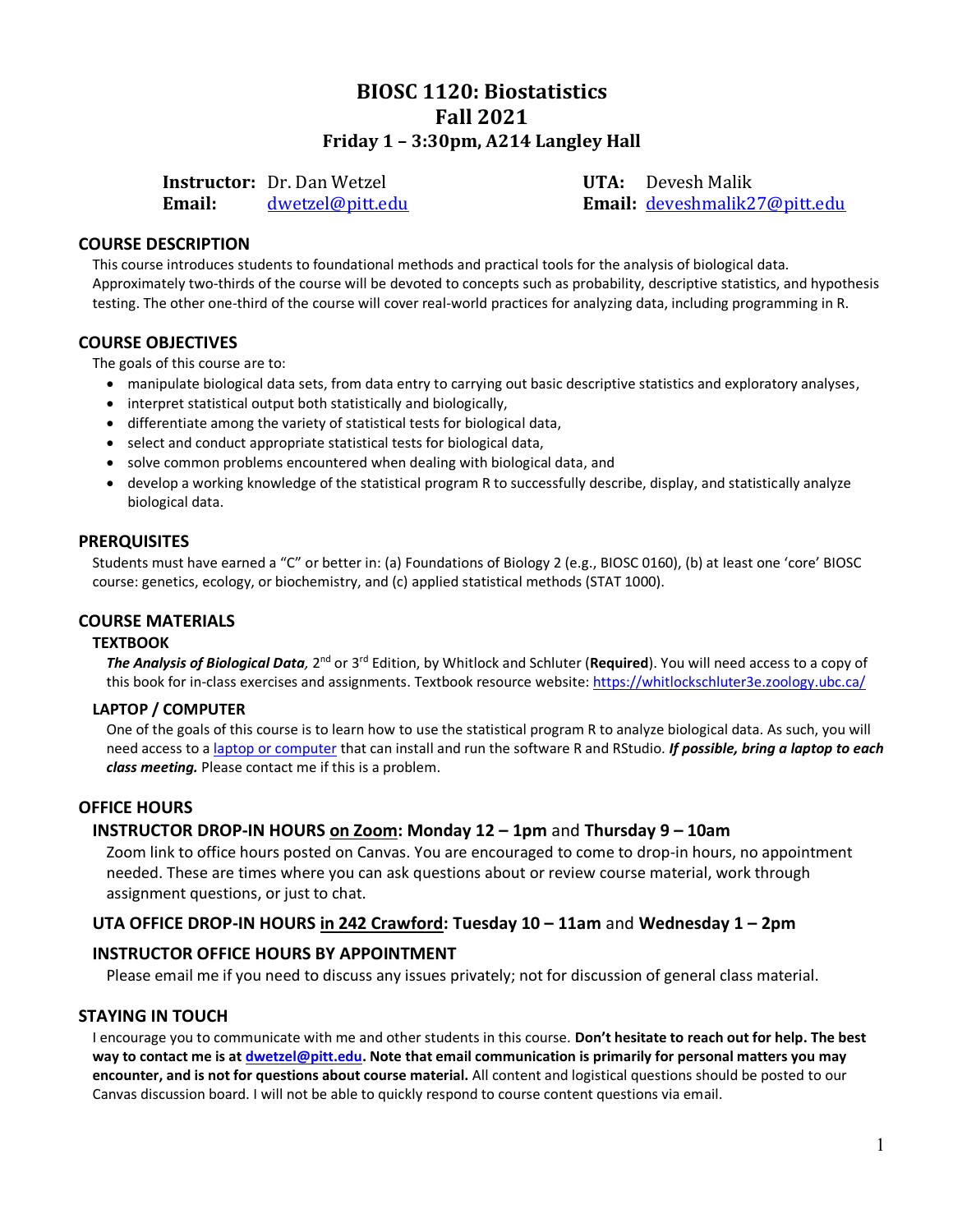# BIOSC 1120: Biostatistics
# Fall 2021
### Friday 1 – 3:30pm, A214 Langley Hall

**Instructor:** Dr. Dan Wetzel
**Email:** dwetzel@pitt.edu

**UTA:** Devesh Malik
**Email:** deveshmalik27@pitt.edu

## COURSE DESCRIPTION

This course introduces students to foundational methods and practical tools for the analysis of biological data. Approximately two-thirds of the course will be devoted to concepts such as probability, descriptive statistics, and hypothesis testing. The other one-third of the course will cover real-world practices for analyzing data, including programming in R.

## COURSE OBJECTIVES

The goals of this course are to:

- manipulate biological data sets, from data entry to carrying out basic descriptive statistics and exploratory analyses,
- interpret statistical output both statistically and biologically,
- differentiate among the variety of statistical tests for biological data,
- select and conduct appropriate statistical tests for biological data,
- solve common problems encountered when dealing with biological data, and
- develop a working knowledge of the statistical program R to successfully describe, display, and statistically analyze biological data.

## PRERQUISITES

Students must have earned a "C" or better in: (a) Foundations of Biology 2 (e.g., BIOSC 0160), (b) at least one 'core' BIOSC course: genetics, ecology, or biochemistry, and (c) applied statistical methods (STAT 1000).

## COURSE MATERIALS

### TEXTBOOK

***The Analysis of Biological Data,*** 2nd or 3rd Edition, by Whitlock and Schluter (**Required**). You will need access to a copy of this book for in-class exercises and assignments. Textbook resource website: https://whitlockschluter3e.zoology.ubc.ca/

### LAPTOP / COMPUTER

One of the goals of this course is to learn how to use the statistical program R to analyze biological data. As such, you will need access to a laptop or computer that can install and run the software R and RStudio. ***If possible, bring a laptop to each class meeting.*** Please contact me if this is a problem.

## OFFICE HOURS

### INSTRUCTOR DROP-IN HOURS <u>on Zoom</u>: Monday 12 – 1pm and Thursday 9 – 10am

Zoom link to office hours posted on Canvas. You are encouraged to come to drop-in hours, no appointment needed. These are times where you can ask questions about or review course material, work through assignment questions, or just to chat.

### UTA OFFICE DROP-IN HOURS <u>in 242 Crawford</u>: Tuesday 10 – 11am and Wednesday 1 – 2pm

### INSTRUCTOR OFFICE HOURS BY APPOINTMENT

Please email me if you need to discuss any issues privately; not for discussion of general class material.

## STAYING IN TOUCH

I encourage you to communicate with me and other students in this course. **Don't hesitate to reach out for help. The best way to contact me is at dwetzel@pitt.edu. Note that email communication is primarily for personal matters you may encounter, and is not for questions about course material.** All content and logistical questions should be posted to our Canvas discussion board. I will not be able to quickly respond to course content questions via email.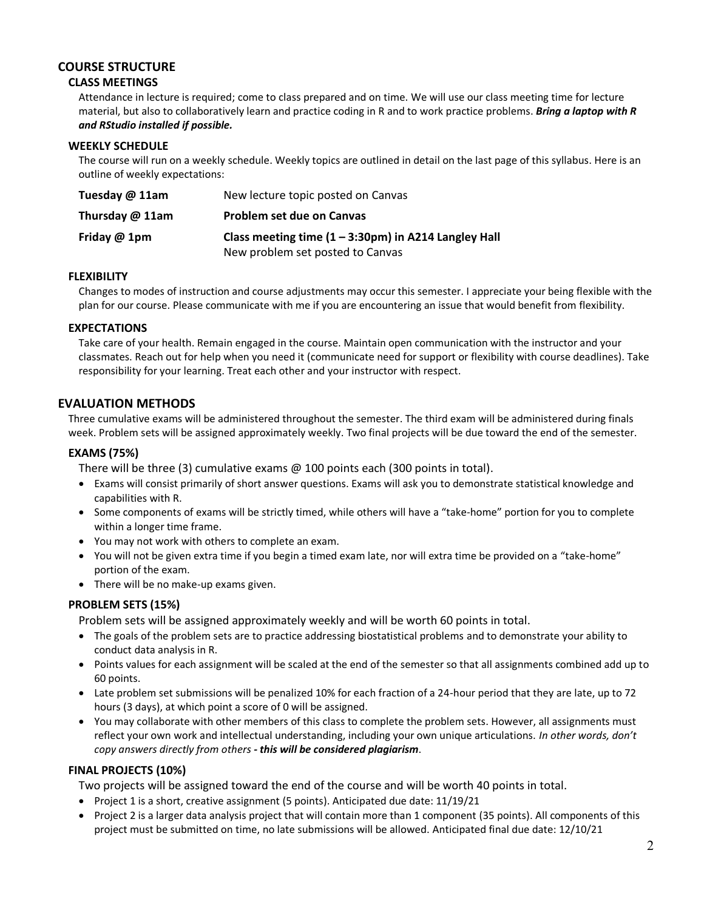## COURSE STRUCTURE

### CLASS MEETINGS

Attendance in lecture is required; come to class prepared and on time. We will use our class meeting time for lecture material, but also to collaboratively learn and practice coding in R and to work practice problems. ***Bring a laptop with R and RStudio installed if possible.***

### WEEKLY SCHEDULE

The course will run on a weekly schedule. Weekly topics are outlined in detail on the last page of this syllabus. Here is an outline of weekly expectations:

| | |
|---|---|
| **Tuesday @ 11am** | New lecture topic posted on Canvas |
| **Thursday @ 11am** | **Problem set due on Canvas** |
| **Friday @ 1pm** | **Class meeting time (1 – 3:30pm) in A214 Langley Hall**<br>New problem set posted to Canvas |

### FLEXIBILITY

Changes to modes of instruction and course adjustments may occur this semester. I appreciate your being flexible with the plan for our course. Please communicate with me if you are encountering an issue that would benefit from flexibility.

### EXPECTATIONS

Take care of your health. Remain engaged in the course. Maintain open communication with the instructor and your classmates. Reach out for help when you need it (communicate need for support or flexibility with course deadlines). Take responsibility for your learning. Treat each other and your instructor with respect.

## EVALUATION METHODS

Three cumulative exams will be administered throughout the semester. The third exam will be administered during finals week. Problem sets will be assigned approximately weekly. Two final projects will be due toward the end of the semester.

### EXAMS (75%)

There will be three (3) cumulative exams @ 100 points each (300 points in total).

- Exams will consist primarily of short answer questions. Exams will ask you to demonstrate statistical knowledge and capabilities with R.
- Some components of exams will be strictly timed, while others will have a "take-home" portion for you to complete within a longer time frame.
- You may not work with others to complete an exam.
- You will not be given extra time if you begin a timed exam late, nor will extra time be provided on a "take-home" portion of the exam.
- There will be no make-up exams given.

### PROBLEM SETS (15%)

Problem sets will be assigned approximately weekly and will be worth 60 points in total.

- The goals of the problem sets are to practice addressing biostatistical problems and to demonstrate your ability to conduct data analysis in R.
- Points values for each assignment will be scaled at the end of the semester so that all assignments combined add up to 60 points.
- Late problem set submissions will be penalized 10% for each fraction of a 24-hour period that they are late, up to 72 hours (3 days), at which point a score of 0 will be assigned.
- You may collaborate with other members of this class to complete the problem sets. However, all assignments must reflect your own work and intellectual understanding, including your own unique articulations. *In other words, don't copy answers directly from others **- this will be considered plagiarism**.*

### FINAL PROJECTS (10%)

Two projects will be assigned toward the end of the course and will be worth 40 points in total.

- Project 1 is a short, creative assignment (5 points). Anticipated due date: 11/19/21
- Project 2 is a larger data analysis project that will contain more than 1 component (35 points). All components of this project must be submitted on time, no late submissions will be allowed. Anticipated final due date: 12/10/21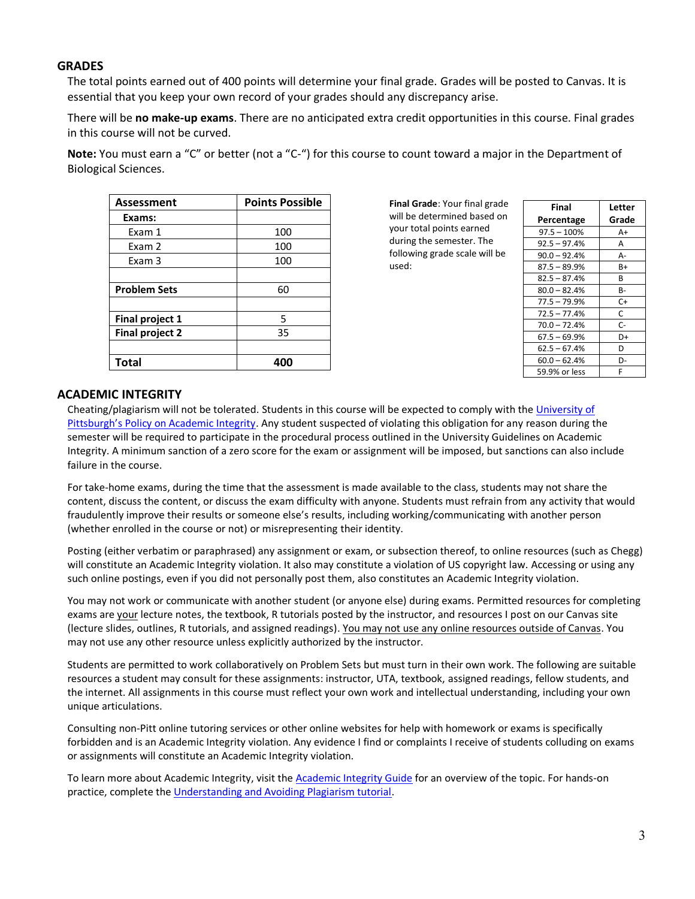## GRADES

The total points earned out of 400 points will determine your final grade. Grades will be posted to Canvas. It is essential that you keep your own record of your grades should any discrepancy arise.

There will be **no make-up exams**. There are no anticipated extra credit opportunities in this course. Final grades in this course will not be curved.

**Note:** You must earn a "C" or better (not a "C-") for this course to count toward a major in the Department of Biological Sciences.

| Assessment | Points Possible |
|---|---|
| **Exams:** | |
| Exam 1 | 100 |
| Exam 2 | 100 |
| Exam 3 | 100 |
| | |
| **Problem Sets** | 60 |
| | |
| **Final project 1** | 5 |
| **Final project 2** | 35 |
| | |
| **Total** | **400** |

**Final Grade**: Your final grade will be determined based on your total points earned during the semester. The following grade scale will be used:

| Final Percentage | Letter Grade |
|---|---|
| 97.5 – 100% | A+ |
| 92.5 – 97.4% | A |
| 90.0 – 92.4% | A- |
| 87.5 – 89.9% | B+ |
| 82.5 – 87.4% | B |
| 80.0 – 82.4% | B- |
| 77.5 – 79.9% | C+ |
| 72.5 – 77.4% | C |
| 70.0 – 72.4% | C- |
| 67.5 – 69.9% | D+ |
| 62.5 – 67.4% | D |
| 60.0 – 62.4% | D- |
| 59.9% or less | F |

## ACADEMIC INTEGRITY

Cheating/plagiarism will not be tolerated. Students in this course will be expected to comply with the University of Pittsburgh's Policy on Academic Integrity. Any student suspected of violating this obligation for any reason during the semester will be required to participate in the procedural process outlined in the University Guidelines on Academic Integrity. A minimum sanction of a zero score for the exam or assignment will be imposed, but sanctions can also include failure in the course.

For take-home exams, during the time that the assessment is made available to the class, students may not share the content, discuss the content, or discuss the exam difficulty with anyone. Students must refrain from any activity that would fraudulently improve their results or someone else's results, including working/communicating with another person (whether enrolled in the course or not) or misrepresenting their identity.

Posting (either verbatim or paraphrased) any assignment or exam, or subsection thereof, to online resources (such as Chegg) will constitute an Academic Integrity violation. It also may constitute a violation of US copyright law. Accessing or using any such online postings, even if you did not personally post them, also constitutes an Academic Integrity violation.

You may not work or communicate with another student (or anyone else) during exams. Permitted resources for completing exams are your lecture notes, the textbook, R tutorials posted by the instructor, and resources I post on our Canvas site (lecture slides, outlines, R tutorials, and assigned readings). You may not use any online resources outside of Canvas. You may not use any other resource unless explicitly authorized by the instructor.

Students are permitted to work collaboratively on Problem Sets but must turn in their own work. The following are suitable resources a student may consult for these assignments: instructor, UTA, textbook, assigned readings, fellow students, and the internet. All assignments in this course must reflect your own work and intellectual understanding, including your own unique articulations.

Consulting non-Pitt online tutoring services or other online websites for help with homework or exams is specifically forbidden and is an Academic Integrity violation. Any evidence I find or complaints I receive of students colluding on exams or assignments will constitute an Academic Integrity violation.

To learn more about Academic Integrity, visit the Academic Integrity Guide for an overview of the topic. For hands-on practice, complete the Understanding and Avoiding Plagiarism tutorial.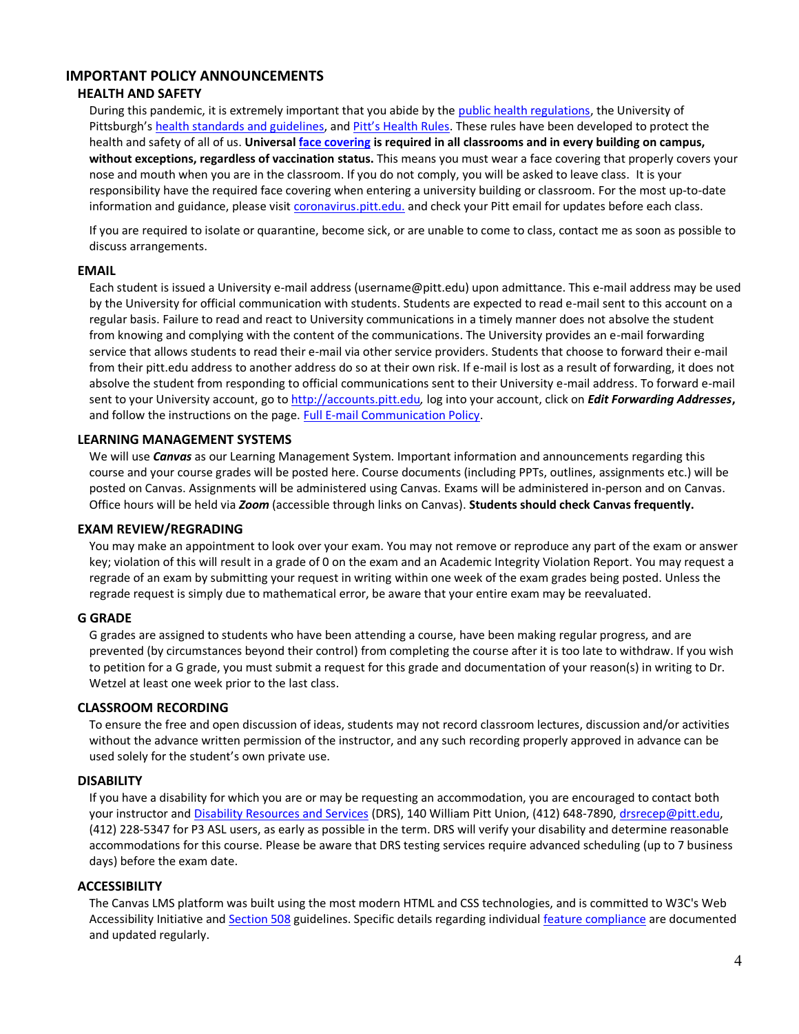## IMPORTANT POLICY ANNOUNCEMENTS

### HEALTH AND SAFETY

During this pandemic, it is extremely important that you abide by the [public health regulations](), the University of Pittsburgh's [health standards and guidelines](), and [Pitt's Health Rules](). These rules have been developed to protect the health and safety of all of us. **Universal [face covering]() is required in all classrooms and in every building on campus, without exceptions, regardless of vaccination status.** This means you must wear a face covering that properly covers your nose and mouth when you are in the classroom. If you do not comply, you will be asked to leave class. It is your responsibility have the required face covering when entering a university building or classroom. For the most up-to-date information and guidance, please visit [coronavirus.pitt.edu.]() and check your Pitt email for updates before each class.

If you are required to isolate or quarantine, become sick, or are unable to come to class, contact me as soon as possible to discuss arrangements.

### EMAIL

Each student is issued a University e-mail address (username@pitt.edu) upon admittance. This e-mail address may be used by the University for official communication with students. Students are expected to read e-mail sent to this account on a regular basis. Failure to read and react to University communications in a timely manner does not absolve the student from knowing and complying with the content of the communications. The University provides an e-mail forwarding service that allows students to read their e-mail via other service providers. Students that choose to forward their e-mail from their pitt.edu address to another address do so at their own risk. If e-mail is lost as a result of forwarding, it does not absolve the student from responding to official communications sent to their University e-mail address. To forward e-mail sent to your University account, go to http://accounts.pitt.edu*,* log into your account, click on ***Edit Forwarding Addresses*****,** and follow the instructions on the page. [Full E-mail Communication Policy]().

### LEARNING MANAGEMENT SYSTEMS

We will use ***Canvas*** as our Learning Management System. Important information and announcements regarding this course and your course grades will be posted here. Course documents (including PPTs, outlines, assignments etc.) will be posted on Canvas. Assignments will be administered using Canvas. Exams will be administered in-person and on Canvas. Office hours will be held via ***Zoom*** (accessible through links on Canvas). **Students should check Canvas frequently.**

### EXAM REVIEW/REGRADING

You may make an appointment to look over your exam. You may not remove or reproduce any part of the exam or answer key; violation of this will result in a grade of 0 on the exam and an Academic Integrity Violation Report. You may request a regrade of an exam by submitting your request in writing within one week of the exam grades being posted. Unless the regrade request is simply due to mathematical error, be aware that your entire exam may be reevaluated.

### G GRADE

G grades are assigned to students who have been attending a course, have been making regular progress, and are prevented (by circumstances beyond their control) from completing the course after it is too late to withdraw. If you wish to petition for a G grade, you must submit a request for this grade and documentation of your reason(s) in writing to Dr. Wetzel at least one week prior to the last class.

### CLASSROOM RECORDING

To ensure the free and open discussion of ideas, students may not record classroom lectures, discussion and/or activities without the advance written permission of the instructor, and any such recording properly approved in advance can be used solely for the student's own private use.

### DISABILITY

If you have a disability for which you are or may be requesting an accommodation, you are encouraged to contact both your instructor and [Disability Resources and Services]() (DRS), 140 William Pitt Union, (412) 648-7890, drsrecep@pitt.edu, (412) 228-5347 for P3 ASL users, as early as possible in the term. DRS will verify your disability and determine reasonable accommodations for this course. Please be aware that DRS testing services require advanced scheduling (up to 7 business days) before the exam date.

### ACCESSIBILITY

The Canvas LMS platform was built using the most modern HTML and CSS technologies, and is committed to W3C's Web Accessibility Initiative and [Section 508]() guidelines. Specific details regarding individual [feature compliance]() are documented and updated regularly.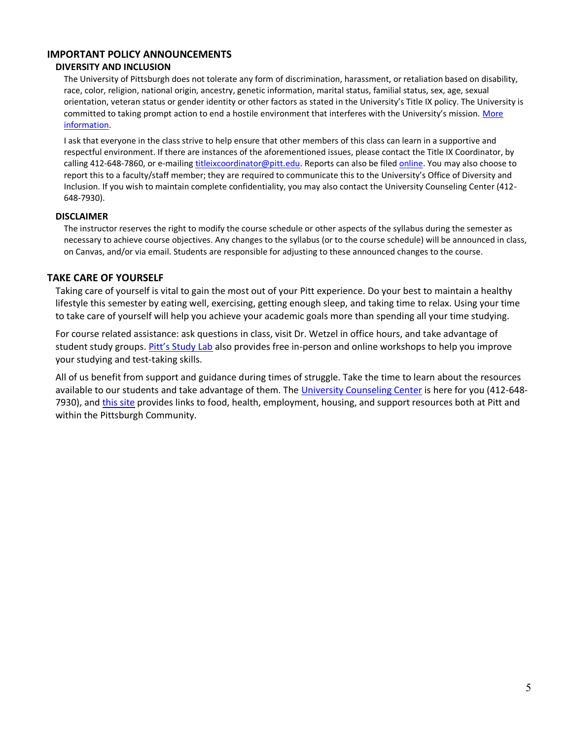## IMPORTANT POLICY ANNOUNCEMENTS

### DIVERSITY AND INCLUSION

The University of Pittsburgh does not tolerate any form of discrimination, harassment, or retaliation based on disability, race, color, religion, national origin, ancestry, genetic information, marital status, familial status, sex, age, sexual orientation, veteran status or gender identity or other factors as stated in the University's Title IX policy. The University is committed to taking prompt action to end a hostile environment that interferes with the University's mission. More information.

I ask that everyone in the class strive to help ensure that other members of this class can learn in a supportive and respectful environment. If there are instances of the aforementioned issues, please contact the Title IX Coordinator, by calling 412-648-7860, or e-mailing titleixcoordinator@pitt.edu. Reports can also be filed online. You may also choose to report this to a faculty/staff member; they are required to communicate this to the University's Office of Diversity and Inclusion. If you wish to maintain complete confidentiality, you may also contact the University Counseling Center (412-648-7930).

### DISCLAIMER

The instructor reserves the right to modify the course schedule or other aspects of the syllabus during the semester as necessary to achieve course objectives. Any changes to the syllabus (or to the course schedule) will be announced in class, on Canvas, and/or via email. Students are responsible for adjusting to these announced changes to the course.

## TAKE CARE OF YOURSELF

Taking care of yourself is vital to gain the most out of your Pitt experience. Do your best to maintain a healthy lifestyle this semester by eating well, exercising, getting enough sleep, and taking time to relax. Using your time to take care of yourself will help you achieve your academic goals more than spending all your time studying.

For course related assistance: ask questions in class, visit Dr. Wetzel in office hours, and take advantage of student study groups. Pitt's Study Lab also provides free in-person and online workshops to help you improve your studying and test-taking skills.

All of us benefit from support and guidance during times of struggle. Take the time to learn about the resources available to our students and take advantage of them. The University Counseling Center is here for you (412-648-7930), and this site provides links to food, health, employment, housing, and support resources both at Pitt and within the Pittsburgh Community.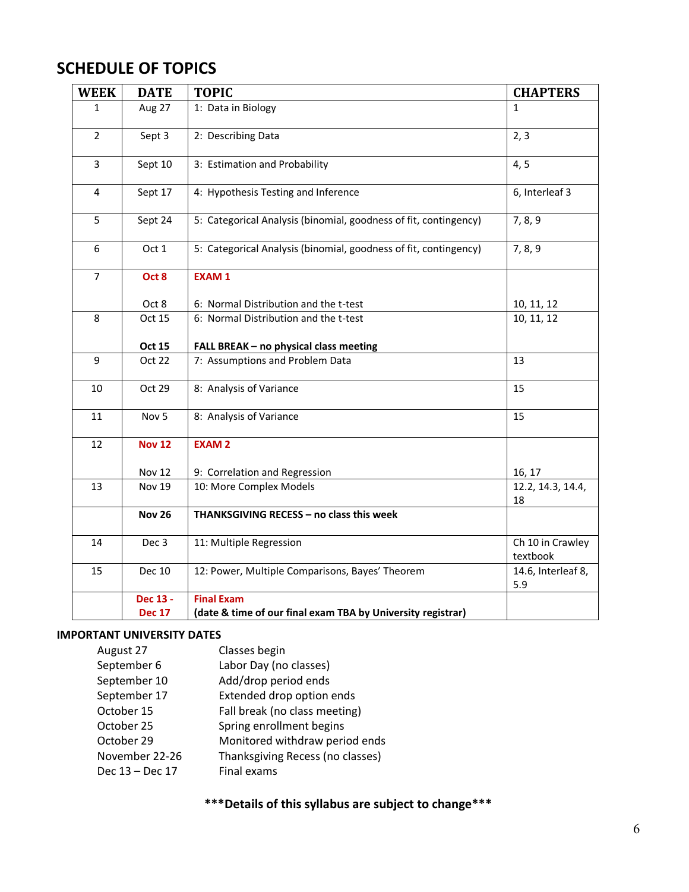## SCHEDULE OF TOPICS

| WEEK | DATE | TOPIC | CHAPTERS |
|---|---|---|---|
| 1 | Aug 27 | 1: Data in Biology | 1 |
| 2 | Sept 3 | 2: Describing Data | 2, 3 |
| 3 | Sept 10 | 3: Estimation and Probability | 4, 5 |
| 4 | Sept 17 | 4: Hypothesis Testing and Inference | 6, Interleaf 3 |
| 5 | Sept 24 | 5: Categorical Analysis (binomial, goodness of fit, contingency) | 7, 8, 9 |
| 6 | Oct 1 | 5: Categorical Analysis (binomial, goodness of fit, contingency) | 7, 8, 9 |
| 7 | **Oct 8**<br><br>Oct 8 | **EXAM 1**<br><br>6: Normal Distribution and the t-test | <br><br>10, 11, 12 |
| 8 | Oct 15<br><br>**Oct 15** | 6: Normal Distribution and the t-test<br><br>**FALL BREAK – no physical class meeting** | 10, 11, 12 |
| 9 | Oct 22 | 7: Assumptions and Problem Data | 13 |
| 10 | Oct 29 | 8: Analysis of Variance | 15 |
| 11 | Nov 5 | 8: Analysis of Variance | 15 |
| 12 | **Nov 12**<br><br>Nov 12 | **EXAM 2**<br><br>9: Correlation and Regression | <br><br>16, 17 |
| 13 | Nov 19 | 10: More Complex Models | 12.2, 14.3, 14.4, 18 |
| | **Nov 26** | **THANKSGIVING RECESS – no class this week** | |
| 14 | Dec 3 | 11: Multiple Regression | Ch 10 in Crawley textbook |
| 15 | Dec 10 | 12: Power, Multiple Comparisons, Bayes' Theorem | 14.6, Interleaf 8, 5.9 |
| | **Dec 13 - Dec 17** | **Final Exam**<br>**(date & time of our final exam TBA by University registrar)** | |

**IMPORTANT UNIVERSITY DATES**

| | |
|---|---|
| August 27 | Classes begin |
| September 6 | Labor Day (no classes) |
| September 10 | Add/drop period ends |
| September 17 | Extended drop option ends |
| October 15 | Fall break (no class meeting) |
| October 25 | Spring enrollment begins |
| October 29 | Monitored withdraw period ends |
| November 22-26 | Thanksgiving Recess (no classes) |
| Dec 13 – Dec 17 | Final exams |

**\*\*\*Details of this syllabus are subject to change\*\*\***